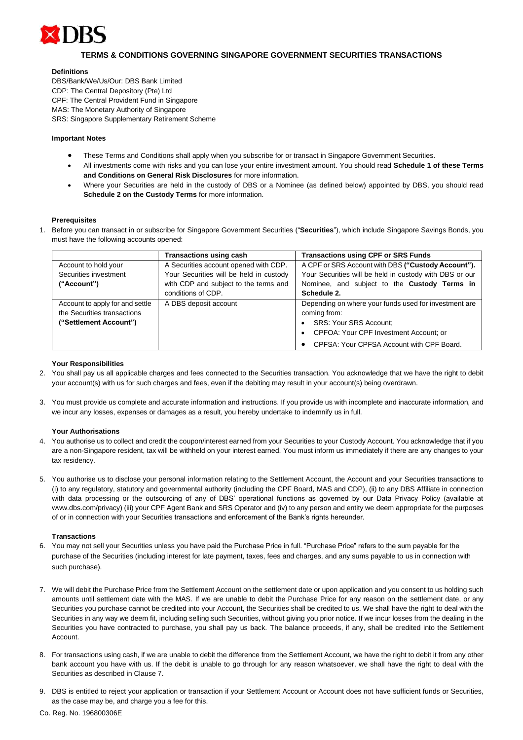# TERMS & CONDITIONS GOVERNING SINGAPORE GOVERNMENT SECURITIES TRANSACTIONS

**Definitions**

DBS/Bank/We/Us/Our: DBS Bank Limited
CDP: The Central Depository (Pte) Ltd
CPF: The Central Provident Fund in Singapore
MAS: The Monetary Authority of Singapore
SRS: Singapore Supplementary Retirement Scheme

**Important Notes**

- These Terms and Conditions shall apply when you subscribe for or transact in Singapore Government Securities.
- All investments come with risks and you can lose your entire investment amount. You should read **Schedule 1 of these Terms and Conditions on General Risk Disclosures** for more information.
- Where your Securities are held in the custody of DBS or a Nominee (as defined below) appointed by DBS, you should read **Schedule 2 on the Custody Terms** for more information.

**Prerequisites**

1. Before you can transact in or subscribe for Singapore Government Securities ("**Securities**"), which include Singapore Savings Bonds, you must have the following accounts opened:

| | **Transactions using cash** | **Transactions using CPF or SRS Funds** |
|---|---|---|
| Account to hold your Securities investment **("Account")** | A Securities account opened with CDP. Your Securities will be held in custody with CDP and subject to the terms and conditions of CDP. | A CPF or SRS Account with DBS **("Custody Account").** Your Securities will be held in custody with DBS or our Nominee, and subject to the **Custody Terms in Schedule 2.** |
| Account to apply for and settle the Securities transactions **("Settlement Account")** | A DBS deposit account | Depending on where your funds used for investment are coming from:<br>• SRS: Your SRS Account;<br>• CPFOA: Your CPF Investment Account; or<br>• CPFSA: Your CPFSA Account with CPF Board. |

**Your Responsibilities**

2. You shall pay us all applicable charges and fees connected to the Securities transaction. You acknowledge that we have the right to debit your account(s) with us for such charges and fees, even if the debiting may result in your account(s) being overdrawn.

3. You must provide us complete and accurate information and instructions. If you provide us with incomplete and inaccurate information, and we incur any losses, expenses or damages as a result, you hereby undertake to indemnify us in full.

**Your Authorisations**

4. You authorise us to collect and credit the coupon/interest earned from your Securities to your Custody Account. You acknowledge that if you are a non-Singapore resident, tax will be withheld on your interest earned. You must inform us immediately if there are any changes to your tax residency.

5. You authorise us to disclose your personal information relating to the Settlement Account, the Account and your Securities transactions to (i) to any regulatory, statutory and governmental authority (including the CPF Board, MAS and CDP), (ii) to any DBS Affiliate in connection with data processing or the outsourcing of any of DBS' operational functions as governed by our Data Privacy Policy (available at www.dbs.com/privacy) (iii) your CPF Agent Bank and SRS Operator and (iv) to any person and entity we deem appropriate for the purposes of or in connection with your Securities transactions and enforcement of the Bank's rights hereunder.

**Transactions**

6. You may not sell your Securities unless you have paid the Purchase Price in full. "Purchase Price" refers to the sum payable for the purchase of the Securities (including interest for late payment, taxes, fees and charges, and any sums payable to us in connection with such purchase).

7. We will debit the Purchase Price from the Settlement Account on the settlement date or upon application and you consent to us holding such amounts until settlement date with the MAS. If we are unable to debit the Purchase Price for any reason on the settlement date, or any Securities you purchase cannot be credited into your Account, the Securities shall be credited to us. We shall have the right to deal with the Securities in any way we deem fit, including selling such Securities, without giving you prior notice. If we incur losses from the dealing in the Securities you have contracted to purchase, you shall pay us back. The balance proceeds, if any, shall be credited into the Settlement Account.

8. For transactions using cash, if we are unable to debit the difference from the Settlement Account, we have the right to debit it from any other bank account you have with us. If the debit is unable to go through for any reason whatsoever, we shall have the right to deal with the Securities as described in Clause 7.

9. DBS is entitled to reject your application or transaction if your Settlement Account or Account does not have sufficient funds or Securities, as the case may be, and charge you a fee for this.

Co. Reg. No. 196800306E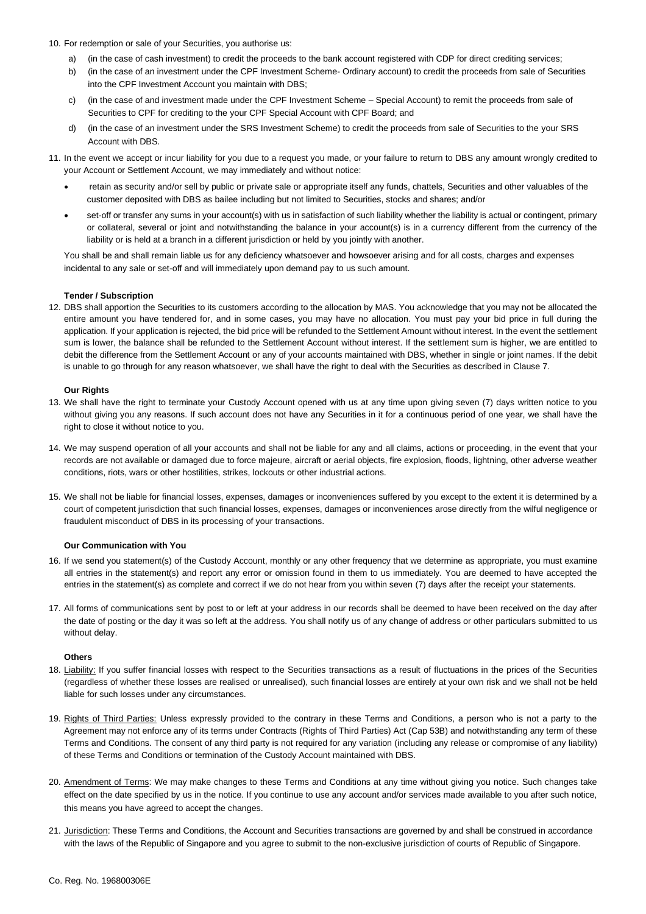10. For redemption or sale of your Securities, you authorise us:

    a) (in the case of cash investment) to credit the proceeds to the bank account registered with CDP for direct crediting services;

    b) (in the case of an investment under the CPF Investment Scheme- Ordinary account) to credit the proceeds from sale of Securities into the CPF Investment Account you maintain with DBS;

    c) (in the case of and investment made under the CPF Investment Scheme – Special Account) to remit the proceeds from sale of Securities to CPF for crediting to the your CPF Special Account with CPF Board; and

    d) (in the case of an investment under the SRS Investment Scheme) to credit the proceeds from sale of Securities to the your SRS Account with DBS.

11. In the event we accept or incur liability for you due to a request you made, or your failure to return to DBS any amount wrongly credited to your Account or Settlement Account, we may immediately and without notice:

    - retain as security and/or sell by public or private sale or appropriate itself any funds, chattels, Securities and other valuables of the customer deposited with DBS as bailee including but not limited to Securities, stocks and shares; and/or
    - set-off or transfer any sums in your account(s) with us in satisfaction of such liability whether the liability is actual or contingent, primary or collateral, several or joint and notwithstanding the balance in your account(s) is in a currency different from the currency of the liability or is held at a branch in a different jurisdiction or held by you jointly with another.

    You shall be and shall remain liable us for any deficiency whatsoever and howsoever arising and for all costs, charges and expenses incidental to any sale or set-off and will immediately upon demand pay to us such amount.

**Tender / Subscription**

12. DBS shall apportion the Securities to its customers according to the allocation by MAS. You acknowledge that you may not be allocated the entire amount you have tendered for, and in some cases, you may have no allocation. You must pay your bid price in full during the application. If your application is rejected, the bid price will be refunded to the Settlement Amount without interest. In the event the settlement sum is lower, the balance shall be refunded to the Settlement Account without interest. If the settlement sum is higher, we are entitled to debit the difference from the Settlement Account or any of your accounts maintained with DBS, whether in single or joint names. If the debit is unable to go through for any reason whatsoever, we shall have the right to deal with the Securities as described in Clause 7.

**Our Rights**

13. We shall have the right to terminate your Custody Account opened with us at any time upon giving seven (7) days written notice to you without giving you any reasons. If such account does not have any Securities in it for a continuous period of one year, we shall have the right to close it without notice to you.

14. We may suspend operation of all your accounts and shall not be liable for any and all claims, actions or proceeding, in the event that your records are not available or damaged due to force majeure, aircraft or aerial objects, fire explosion, floods, lightning, other adverse weather conditions, riots, wars or other hostilities, strikes, lockouts or other industrial actions.

15. We shall not be liable for financial losses, expenses, damages or inconveniences suffered by you except to the extent it is determined by a court of competent jurisdiction that such financial losses, expenses, damages or inconveniences arose directly from the wilful negligence or fraudulent misconduct of DBS in its processing of your transactions.

**Our Communication with You**

16. If we send you statement(s) of the Custody Account, monthly or any other frequency that we determine as appropriate, you must examine all entries in the statement(s) and report any error or omission found in them to us immediately. You are deemed to have accepted the entries in the statement(s) as complete and correct if we do not hear from you within seven (7) days after the receipt your statements.

17. All forms of communications sent by post to or left at your address in our records shall be deemed to have been received on the day after the date of posting or the day it was so left at the address. You shall notify us of any change of address or other particulars submitted to us without delay.

**Others**

18. Liability: If you suffer financial losses with respect to the Securities transactions as a result of fluctuations in the prices of the Securities (regardless of whether these losses are realised or unrealised), such financial losses are entirely at your own risk and we shall not be held liable for such losses under any circumstances.

19. Rights of Third Parties: Unless expressly provided to the contrary in these Terms and Conditions, a person who is not a party to the Agreement may not enforce any of its terms under Contracts (Rights of Third Parties) Act (Cap 53B) and notwithstanding any term of these Terms and Conditions. The consent of any third party is not required for any variation (including any release or compromise of any liability) of these Terms and Conditions or termination of the Custody Account maintained with DBS.

20. Amendment of Terms: We may make changes to these Terms and Conditions at any time without giving you notice. Such changes take effect on the date specified by us in the notice. If you continue to use any account and/or services made available to you after such notice, this means you have agreed to accept the changes.

21. Jurisdiction: These Terms and Conditions, the Account and Securities transactions are governed by and shall be construed in accordance with the laws of the Republic of Singapore and you agree to submit to the non-exclusive jurisdiction of courts of Republic of Singapore.

Co. Reg. No. 196800306E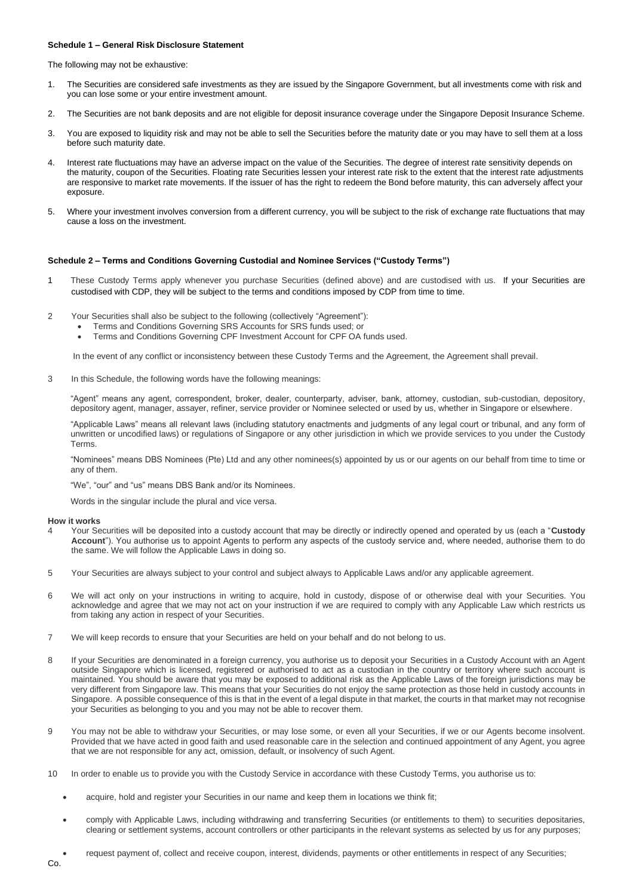**Schedule 1 – General Risk Disclosure Statement**

The following may not be exhaustive:

1. The Securities are considered safe investments as they are issued by the Singapore Government, but all investments come with risk and you can lose some or your entire investment amount.

2. The Securities are not bank deposits and are not eligible for deposit insurance coverage under the Singapore Deposit Insurance Scheme.

3. You are exposed to liquidity risk and may not be able to sell the Securities before the maturity date or you may have to sell them at a loss before such maturity date.

4. Interest rate fluctuations may have an adverse impact on the value of the Securities. The degree of interest rate sensitivity depends on the maturity, coupon of the Securities. Floating rate Securities lessen your interest rate risk to the extent that the interest rate adjustments are responsive to market rate movements. If the issuer of has the right to redeem the Bond before maturity, this can adversely affect your exposure.

5. Where your investment involves conversion from a different currency, you will be subject to the risk of exchange rate fluctuations that may cause a loss on the investment.

**Schedule 2 – Terms and Conditions Governing Custodial and Nominee Services ("Custody Terms")**

1 These Custody Terms apply whenever you purchase Securities (defined above) and are custodised with us. If your Securities are custodised with CDP, they will be subject to the terms and conditions imposed by CDP from time to time.

2 Your Securities shall also be subject to the following (collectively "Agreement"):
- Terms and Conditions Governing SRS Accounts for SRS funds used; or
- Terms and Conditions Governing CPF Investment Account for CPF OA funds used.

In the event of any conflict or inconsistency between these Custody Terms and the Agreement, the Agreement shall prevail.

3 In this Schedule, the following words have the following meanings:

"Agent" means any agent, correspondent, broker, dealer, counterparty, adviser, bank, attorney, custodian, sub-custodian, depository, depository agent, manager, assayer, refiner, service provider or Nominee selected or used by us, whether in Singapore or elsewhere.

"Applicable Laws" means all relevant laws (including statutory enactments and judgments of any legal court or tribunal, and any form of unwritten or uncodified laws) or regulations of Singapore or any other jurisdiction in which we provide services to you under the Custody Terms.

"Nominees" means DBS Nominees (Pte) Ltd and any other nominees(s) appointed by us or our agents on our behalf from time to time or any of them.

"We", "our" and "us" means DBS Bank and/or its Nominees.

Words in the singular include the plural and vice versa.

**How it works**

4 Your Securities will be deposited into a custody account that may be directly or indirectly opened and operated by us (each a "**Custody Account**"). You authorise us to appoint Agents to perform any aspects of the custody service and, where needed, authorise them to do the same. We will follow the Applicable Laws in doing so.

5 Your Securities are always subject to your control and subject always to Applicable Laws and/or any applicable agreement.

6 We will act only on your instructions in writing to acquire, hold in custody, dispose of or otherwise deal with your Securities. You acknowledge and agree that we may not act on your instruction if we are required to comply with any Applicable Law which restricts us from taking any action in respect of your Securities.

7 We will keep records to ensure that your Securities are held on your behalf and do not belong to us.

8 If your Securities are denominated in a foreign currency, you authorise us to deposit your Securities in a Custody Account with an Agent outside Singapore which is licensed, registered or authorised to act as a custodian in the country or territory where such account is maintained. You should be aware that you may be exposed to additional risk as the Applicable Laws of the foreign jurisdictions may be very different from Singapore law. This means that your Securities do not enjoy the same protection as those held in custody accounts in Singapore. A possible consequence of this is that in the event of a legal dispute in that market, the courts in that market may not recognise your Securities as belonging to you and you may not be able to recover them.

9 You may not be able to withdraw your Securities, or may lose some, or even all your Securities, if we or our Agents become insolvent. Provided that we have acted in good faith and used reasonable care in the selection and continued appointment of any Agent, you agree that we are not responsible for any act, omission, default, or insolvency of such Agent.

10 In order to enable us to provide you with the Custody Service in accordance with these Custody Terms, you authorise us to:

- acquire, hold and register your Securities in our name and keep them in locations we think fit;
- comply with Applicable Laws, including withdrawing and transferring Securities (or entitlements to them) to securities depositaries, clearing or settlement systems, account controllers or other participants in the relevant systems as selected by us for any purposes;
- request payment of, collect and receive coupon, interest, dividends, payments or other entitlements in respect of any Securities;

Co.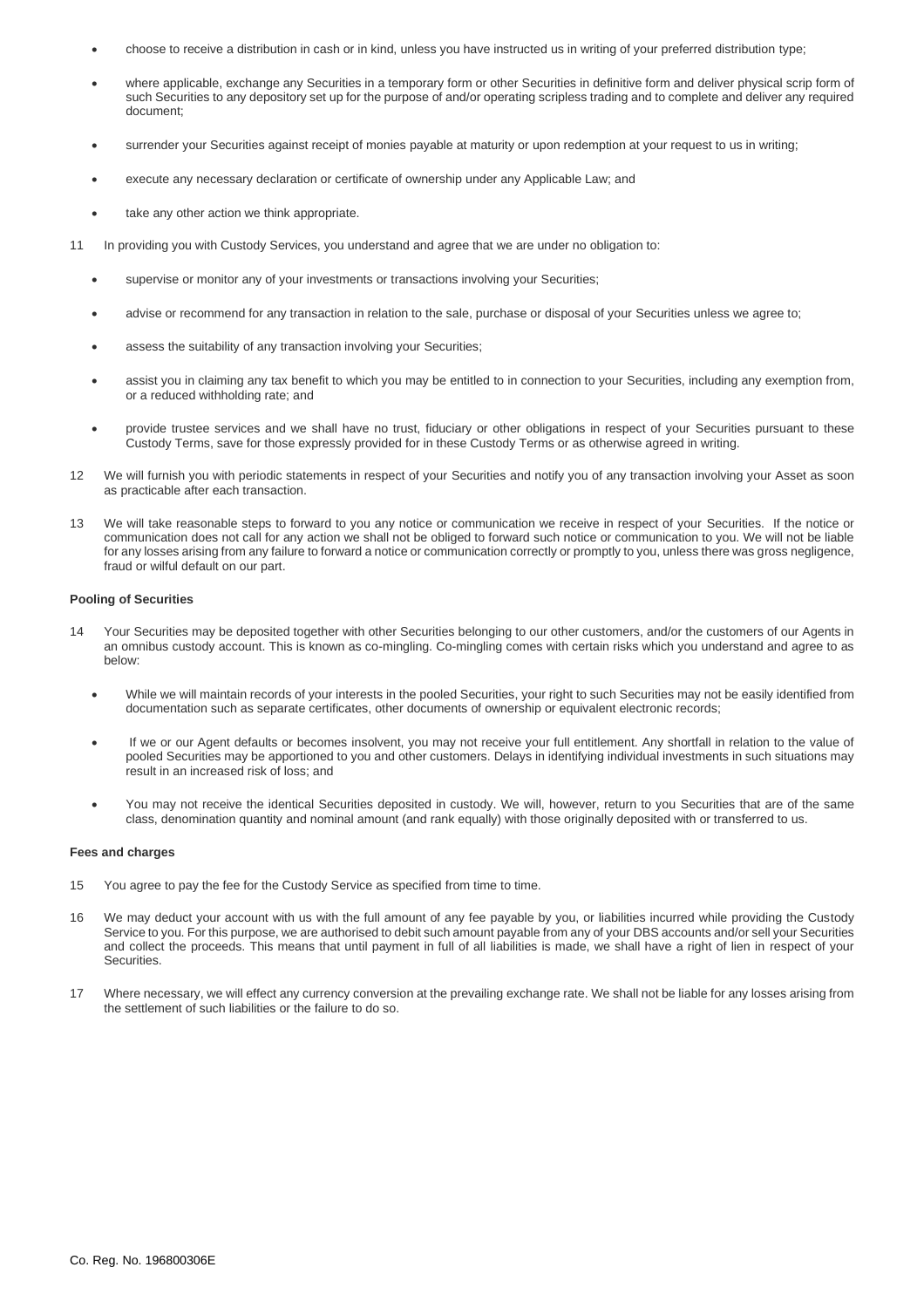- choose to receive a distribution in cash or in kind, unless you have instructed us in writing of your preferred distribution type;
- where applicable, exchange any Securities in a temporary form or other Securities in definitive form and deliver physical scrip form of such Securities to any depository set up for the purpose of and/or operating scripless trading and to complete and deliver any required document;
- surrender your Securities against receipt of monies payable at maturity or upon redemption at your request to us in writing;
- execute any necessary declaration or certificate of ownership under any Applicable Law; and
- take any other action we think appropriate.

11 In providing you with Custody Services, you understand and agree that we are under no obligation to:

- supervise or monitor any of your investments or transactions involving your Securities;
- advise or recommend for any transaction in relation to the sale, purchase or disposal of your Securities unless we agree to;
- assess the suitability of any transaction involving your Securities;
- assist you in claiming any tax benefit to which you may be entitled to in connection to your Securities, including any exemption from, or a reduced withholding rate; and
- provide trustee services and we shall have no trust, fiduciary or other obligations in respect of your Securities pursuant to these Custody Terms, save for those expressly provided for in these Custody Terms or as otherwise agreed in writing.

12 We will furnish you with periodic statements in respect of your Securities and notify you of any transaction involving your Asset as soon as practicable after each transaction.

13 We will take reasonable steps to forward to you any notice or communication we receive in respect of your Securities. If the notice or communication does not call for any action we shall not be obliged to forward such notice or communication to you. We will not be liable for any losses arising from any failure to forward a notice or communication correctly or promptly to you, unless there was gross negligence, fraud or wilful default on our part.

**Pooling of Securities**

14 Your Securities may be deposited together with other Securities belonging to our other customers, and/or the customers of our Agents in an omnibus custody account. This is known as co-mingling. Co-mingling comes with certain risks which you understand and agree to as below:

- While we will maintain records of your interests in the pooled Securities, your right to such Securities may not be easily identified from documentation such as separate certificates, other documents of ownership or equivalent electronic records;
- If we or our Agent defaults or becomes insolvent, you may not receive your full entitlement. Any shortfall in relation to the value of pooled Securities may be apportioned to you and other customers. Delays in identifying individual investments in such situations may result in an increased risk of loss; and
- You may not receive the identical Securities deposited in custody. We will, however, return to you Securities that are of the same class, denomination quantity and nominal amount (and rank equally) with those originally deposited with or transferred to us.

**Fees and charges**

15 You agree to pay the fee for the Custody Service as specified from time to time.

16 We may deduct your account with us with the full amount of any fee payable by you, or liabilities incurred while providing the Custody Service to you. For this purpose, we are authorised to debit such amount payable from any of your DBS accounts and/or sell your Securities and collect the proceeds. This means that until payment in full of all liabilities is made, we shall have a right of lien in respect of your Securities.

17 Where necessary, we will effect any currency conversion at the prevailing exchange rate. We shall not be liable for any losses arising from the settlement of such liabilities or the failure to do so.

Co. Reg. No. 196800306E